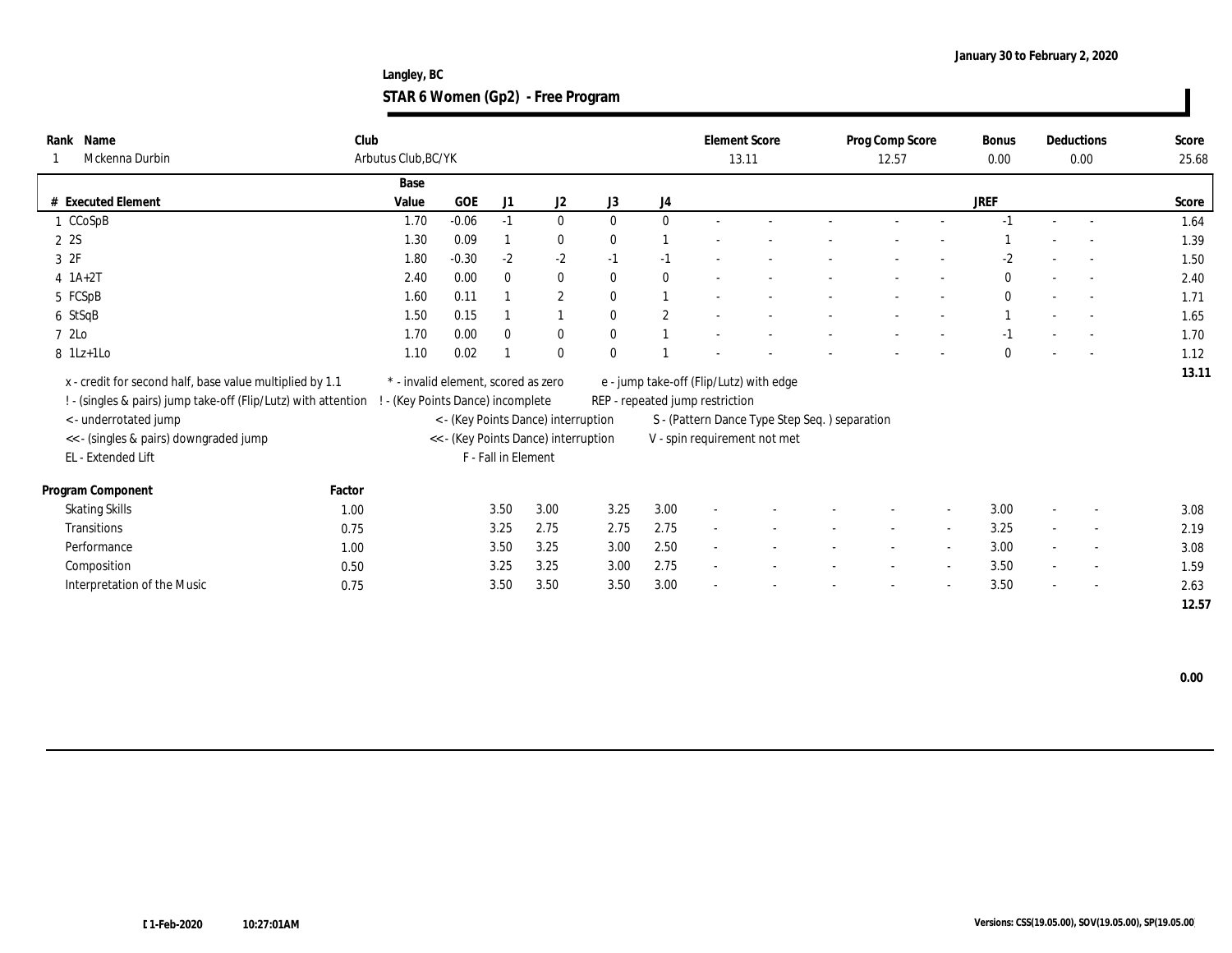January 30 to February 2, 2020

Langley, BC

# STAR 6 Women (Gp2) - Free Program

| Rank | Name | Club | Element Score | Prog Comp Score | Bonus | Deductions | Score |
|---|---|---|---|---|---|---|---|
| 1 | Mckenna Durbin | Arbutus Club,BC/YK | 13.11 | 12.57 | 0.00 | 0.00 | 25.68 |

| # | Executed Element | Base Value | GOE | J1 | J2 | J3 | J4 | | | | | | JREF | | | Score |
|---|---|---|---|---|---|---|---|---|---|---|---|---|---|---|---|---|
| 1 | CCoSpB | 1.70 | -0.06 | -1 | 0 | 0 | 0 | - | - | - | - | - | -1 | - | - | 1.64 |
| 2 | 2S | 1.30 | 0.09 | 1 | 0 | 0 | 1 | - | - | - | - | - | 1 | - | - | 1.39 |
| 3 | 2F | 1.80 | -0.30 | -2 | -2 | -1 | -1 | - | - | - | - | - | -2 | - | - | 1.50 |
| 4 | 1A+2T | 2.40 | 0.00 | 0 | 0 | 0 | 0 | - | - | - | - | - | 0 | - | - | 2.40 |
| 5 | FCSpB | 1.60 | 0.11 | 1 | 2 | 0 | 1 | - | - | - | - | - | 0 | - | - | 1.71 |
| 6 | StSqB | 1.50 | 0.15 | 1 | 1 | 0 | 2 | - | - | - | - | - | 1 | - | - | 1.65 |
| 7 | 2Lo | 1.70 | 0.00 | 0 | 0 | 0 | 1 | - | - | - | - | - | -1 | - | - | 1.70 |
| 8 | 1Lz+1Lo | 1.10 | 0.02 | 1 | 0 | 0 | 1 | - | - | - | - | - | 0 | - | - | 1.12 |
| | | | | | | | | | | | | | | | | 13.11 |

x - credit for second half, base value multiplied by 1.1
! - (singles & pairs) jump take-off (Flip/Lutz) with attention
< - underrotated jump
<< - (singles & pairs) downgraded jump
EL - Extended Lift
* - invalid element, scored as zero
! - (Key Points Dance) incomplete
< - (Key Points Dance) interruption
<< - (Key Points Dance) interruption
F - Fall in Element
e - jump take-off (Flip/Lutz) with edge
REP - repeated jump restriction
S - (Pattern Dance Type Step Seq. ) separation
V - spin requirement not met

| Program Component | Factor | J1 | J2 | J3 | J4 | | | | | | JREF | | | Score |
|---|---|---|---|---|---|---|---|---|---|---|---|---|---|---|
| Skating Skills | 1.00 | 3.50 | 3.00 | 3.25 | 3.00 | - | - | - | - | - | 3.00 | - | - | 3.08 |
| Transitions | 0.75 | 3.25 | 2.75 | 2.75 | 2.75 | - | - | - | - | - | 3.25 | - | - | 2.19 |
| Performance | 1.00 | 3.50 | 3.25 | 3.00 | 2.50 | - | - | - | - | - | 3.00 | - | - | 3.08 |
| Composition | 0.50 | 3.25 | 3.25 | 3.00 | 2.75 | - | - | - | - | - | 3.50 | - | - | 1.59 |
| Interpretation of the Music | 0.75 | 3.50 | 3.50 | 3.50 | 3.00 | - | - | - | - | - | 3.50 | - | - | 2.63 |
| | | | | | | | | | | | | | | 12.57 |

0.00

01-Feb-2020 10:27:01AM

Versions: CSS(19.05.00), SOV(19.05.00), SP(19.05.00)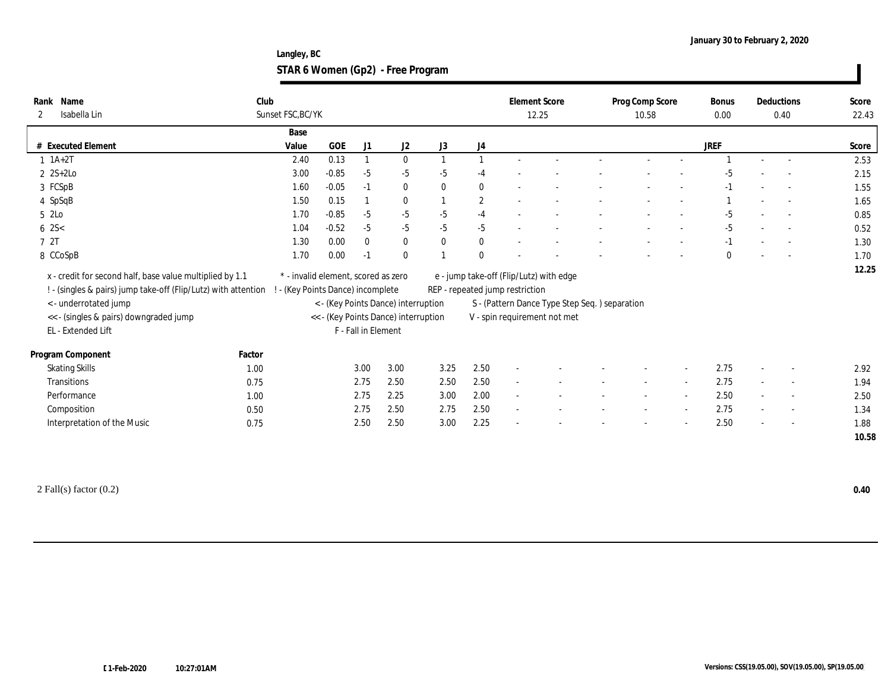Langley, BC

January 30 to February 2, 2020

# STAR 6 Women (Gp2) - Free Program

| Rank | Name | Club | Element Score | Prog Comp Score | Bonus | Deductions | Score |
|---|---|---|---|---|---|---|---|
| 2 | Isabella Lin | Sunset FSC,BC/YK | 12.25 | 10.58 | 0.00 | 0.40 | 22.43 |

| # | Executed Element | Base Value | GOE | J1 | J2 | J3 | J4 | | | | | | JREF | | | Score |
|---|---|---|---|---|---|---|---|---|---|---|---|---|---|---|---|---|
| 1 | 1A+2T | 2.40 | 0.13 | 1 | 0 | 1 | 1 | - | - | - | - | - | 1 | - | - | 2.53 |
| 2 | 2S+2Lo | 3.00 | -0.85 | -5 | -5 | -5 | -4 | - | - | - | - | - | -5 | - | - | 2.15 |
| 3 | FCSpB | 1.60 | -0.05 | -1 | 0 | 0 | 0 | - | - | - | - | - | -1 | - | - | 1.55 |
| 4 | SpSqB | 1.50 | 0.15 | 1 | 0 | 1 | 2 | - | - | - | - | - | 1 | - | - | 1.65 |
| 5 | 2Lo | 1.70 | -0.85 | -5 | -5 | -5 | -4 | - | - | - | - | - | -5 | - | - | 0.85 |
| 6 | 2S< | 1.04 | -0.52 | -5 | -5 | -5 | -5 | - | - | - | - | - | -5 | - | - | 0.52 |
| 7 | 2T | 1.30 | 0.00 | 0 | 0 | 0 | 0 | - | - | - | - | - | -1 | - | - | 1.30 |
| 8 | CCoSpB | 1.70 | 0.00 | -1 | 0 | 1 | 0 | - | - | - | - | - | 0 | - | - | 1.70 |
| | | | | | | | | | | | | | | | | 12.25 |

x - credit for second half, base value multiplied by 1.1
! - (singles & pairs) jump take-off (Flip/Lutz) with attention
< - underrotated jump
<< - (singles & pairs) downgraded jump
EL - Extended Lift
* - invalid element, scored as zero
! - (Key Points Dance) incomplete
< - (Key Points Dance) interruption
<< - (Key Points Dance) interruption
F - Fall in Element
e - jump take-off (Flip/Lutz) with edge
REP - repeated jump restriction
S - (Pattern Dance Type Step Seq. ) separation
V - spin requirement not met

| Program Component | Factor | J1 | J2 | J3 | J4 | | | | | | JREF | | | Score |
|---|---|---|---|---|---|---|---|---|---|---|---|---|---|---|
| Skating Skills | 1.00 | 3.00 | 3.00 | 3.25 | 2.50 | - | - | - | - | - | 2.75 | - | - | 2.92 |
| Transitions | 0.75 | 2.75 | 2.50 | 2.50 | 2.50 | - | - | - | - | - | 2.75 | - | - | 1.94 |
| Performance | 1.00 | 2.75 | 2.25 | 3.00 | 2.00 | - | - | - | - | - | 2.50 | - | - | 2.50 |
| Composition | 0.50 | 2.75 | 2.50 | 2.75 | 2.50 | - | - | - | - | - | 2.75 | - | - | 1.34 |
| Interpretation of the Music | 0.75 | 2.50 | 2.50 | 3.00 | 2.25 | - | - | - | - | - | 2.50 | - | - | 1.88 |
| | | | | | | | | | | | | | | 10.58 |

2 Fall(s) factor (0.2) **0.40**

[1-Feb-2020 10:27:01AM

Versions: CSS(19.05.00), SOV(19.05.00), SP(19.05.00)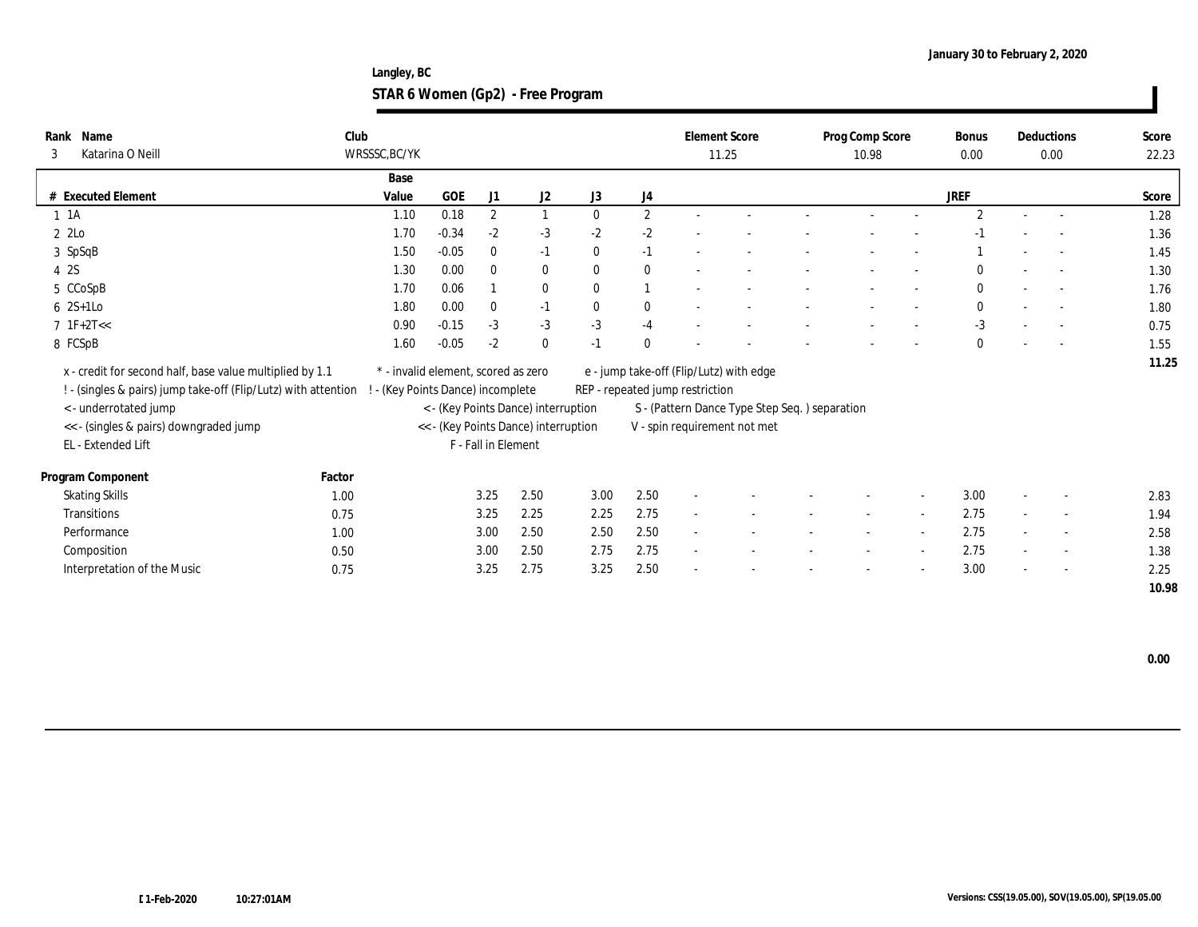Langley, BC

January 30 to February 2, 2020

# STAR 6 Women (Gp2) - Free Program

| Rank | Name | Club | Element Score | Prog Comp Score | Bonus | Deductions | Score |
|---|---|---|---|---|---|---|---|
| 3 | Katarina O Neill | WRSSSC,BC/YK | 11.25 | 10.98 | 0.00 | 0.00 | 22.23 |

| # | Executed Element | Base Value | GOE | J1 | J2 | J3 | J4 | | | | | | | JREF | | | Score |
|---|---|---|---|---|---|---|---|---|---|---|---|---|---|---|---|---|---|
| 1 | 1A | 1.10 | 0.18 | 2 | 1 | 0 | 2 | - | - | - | - | - | - | 2 | - | - | 1.28 |
| 2 | 2Lo | 1.70 | -0.34 | -2 | -3 | -2 | -2 | - | - | - | - | - | - | -1 | - | - | 1.36 |
| 3 | SpSqB | 1.50 | -0.05 | 0 | -1 | 0 | -1 | - | - | - | - | - | - | 1 | - | - | 1.45 |
| 4 | 2S | 1.30 | 0.00 | 0 | 0 | 0 | 0 | - | - | - | - | - | - | 0 | - | - | 1.30 |
| 5 | CCoSpB | 1.70 | 0.06 | 1 | 0 | 0 | 1 | - | - | - | - | - | - | 0 | - | - | 1.76 |
| 6 | 2S+1Lo | 1.80 | 0.00 | 0 | -1 | 0 | 0 | - | - | - | - | - | - | 0 | - | - | 1.80 |
| 7 | 1F+2T<< | 0.90 | -0.15 | -3 | -3 | -3 | -4 | - | - | - | - | - | - | -3 | - | - | 0.75 |
| 8 | FCSpB | 1.60 | -0.05 | -2 | 0 | -1 | 0 | - | - | - | - | - | - | 0 | - | - | 1.55 |
| | | | | | | | | | | | | | | | | | 11.25 |

x - credit for second half, base value multiplied by 1.1
! - (singles & pairs) jump take-off (Flip/Lutz) with attention
< - underrotated jump
<< - (singles & pairs) downgraded jump
EL - Extended Lift
* - invalid element, scored as zero
! - (Key Points Dance) incomplete
< - (Key Points Dance) interruption
<< - (Key Points Dance) interruption
F - Fall in Element
e - jump take-off (Flip/Lutz) with edge
REP - repeated jump restriction
S - (Pattern Dance Type Step Seq. ) separation
V - spin requirement not met

| Program Component | Factor | J1 | J2 | J3 | J4 | | | | | | | JREF | | | Score |
|---|---|---|---|---|---|---|---|---|---|---|---|---|---|---|---|
| Skating Skills | 1.00 | 3.25 | 2.50 | 3.00 | 2.50 | - | - | - | - | - | - | 3.00 | - | - | 2.83 |
| Transitions | 0.75 | 3.25 | 2.25 | 2.25 | 2.75 | - | - | - | - | - | - | 2.75 | - | - | 1.94 |
| Performance | 1.00 | 3.00 | 2.50 | 2.50 | 2.50 | - | - | - | - | - | - | 2.75 | - | - | 2.58 |
| Composition | 0.50 | 3.00 | 2.50 | 2.75 | 2.75 | - | - | - | - | - | - | 2.75 | - | - | 1.38 |
| Interpretation of the Music | 0.75 | 3.25 | 2.75 | 3.25 | 2.50 | - | - | - | - | - | - | 3.00 | - | - | 2.25 |
| | | | | | | | | | | | | | | | 10.98 |

0.00

01-Feb-2020 10:27:01AM

Versions: CSS(19.05.00), SOV(19.05.00), SP(19.05.00)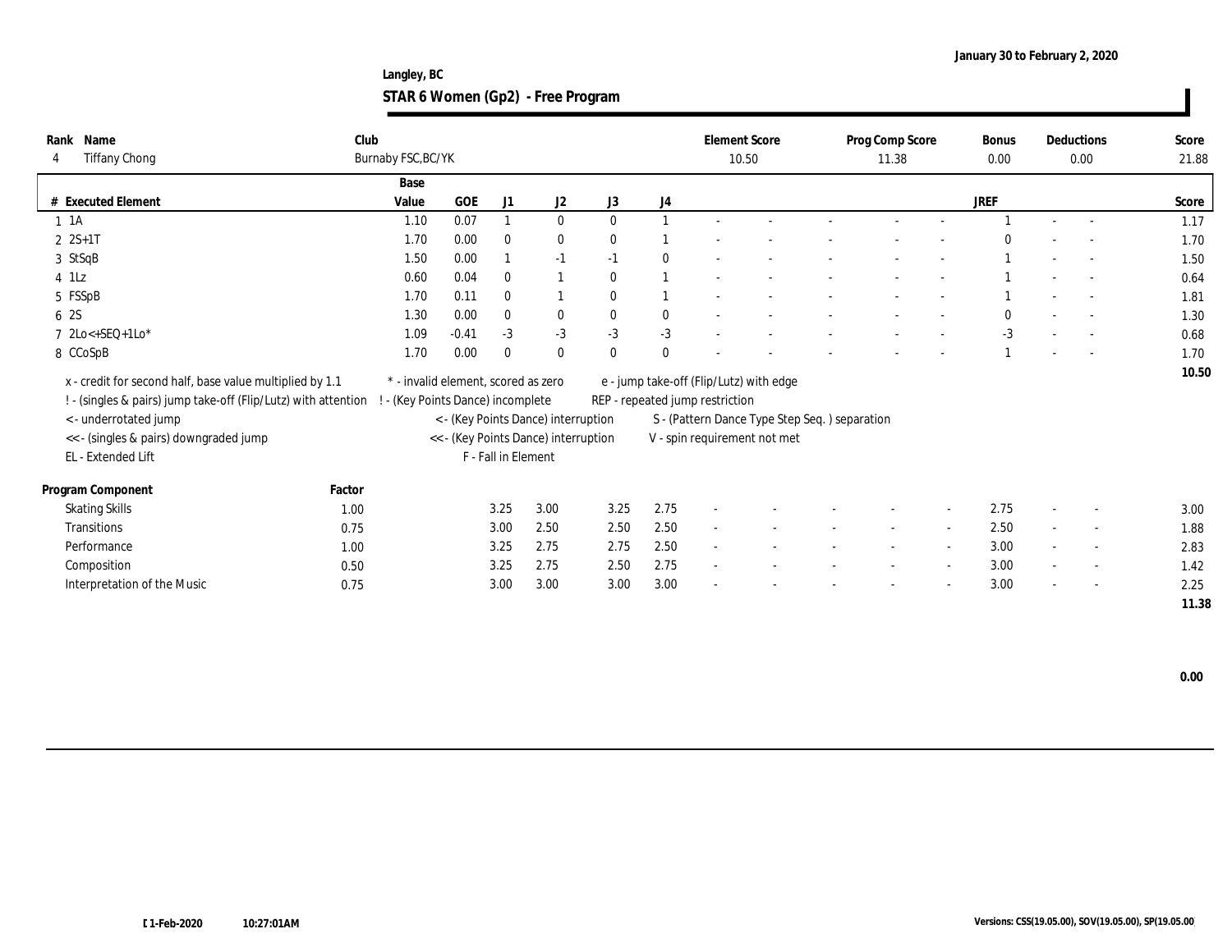Langley, BC

January 30 to February 2, 2020

## STAR 6 Women (Gp2) - Free Program

| Rank | Name | Club | Element Score | Prog Comp Score | Bonus | Deductions | Score |
|---|---|---|---|---|---|---|---|
| 4 | Tiffany Chong | Burnaby FSC,BC/YK | 10.50 | 11.38 | 0.00 | 0.00 | 21.88 |

| # | Executed Element | Base Value | GOE | J1 | J2 | J3 | J4 | | | | | | JREF | | | Score |
|---|---|---|---|---|---|---|---|---|---|---|---|---|---|---|---|---|
| 1 | 1A | 1.10 | 0.07 | 1 | 0 | 0 | 1 | - | - | - | - | - | 1 | - | - | 1.17 |
| 2 | 2S+1T | 1.70 | 0.00 | 0 | 0 | 0 | 1 | - | - | - | - | - | 0 | - | - | 1.70 |
| 3 | StSqB | 1.50 | 0.00 | 1 | -1 | -1 | 0 | - | - | - | - | - | 1 | - | - | 1.50 |
| 4 | 1Lz | 0.60 | 0.04 | 0 | 1 | 0 | 1 | - | - | - | - | - | 1 | - | - | 0.64 |
| 5 | FSSpB | 1.70 | 0.11 | 0 | 1 | 0 | 1 | - | - | - | - | - | 1 | - | - | 1.81 |
| 6 | 2S | 1.30 | 0.00 | 0 | 0 | 0 | 0 | - | - | - | - | - | 0 | - | - | 1.30 |
| 7 | 2Lo<+SEQ+1Lo* | 1.09 | -0.41 | -3 | -3 | -3 | -3 | - | - | - | - | - | -3 | - | - | 0.68 |
| 8 | CCoSpB | 1.70 | 0.00 | 0 | 0 | 0 | 0 | - | - | - | - | - | 1 | - | - | 1.70 |
| | | | | | | | | | | | | | | | | 10.50 |

x - credit for second half, base value multiplied by 1.1
! - (singles & pairs) jump take-off (Flip/Lutz) with attention
< - underrotated jump
<< - (singles & pairs) downgraded jump
EL - Extended Lift
\* - invalid element, scored as zero
! - (Key Points Dance) incomplete
< - (Key Points Dance) interruption
<< - (Key Points Dance) interruption
F - Fall in Element
e - jump take-off (Flip/Lutz) with edge
REP - repeated jump restriction
S - (Pattern Dance Type Step Seq. ) separation
V - spin requirement not met

| Program Component | Factor | J1 | J2 | J3 | J4 | | | | | | JREF | | | Score |
|---|---|---|---|---|---|---|---|---|---|---|---|---|---|---|
| Skating Skills | 1.00 | 3.25 | 3.00 | 3.25 | 2.75 | - | - | - | - | - | 2.75 | - | - | 3.00 |
| Transitions | 0.75 | 3.00 | 2.50 | 2.50 | 2.50 | - | - | - | - | - | 2.50 | - | - | 1.88 |
| Performance | 1.00 | 3.25 | 2.75 | 2.75 | 2.50 | - | - | - | - | - | 3.00 | - | - | 2.83 |
| Composition | 0.50 | 3.25 | 2.75 | 2.50 | 2.75 | - | - | - | - | - | 3.00 | - | - | 1.42 |
| Interpretation of the Music | 0.75 | 3.00 | 3.00 | 3.00 | 3.00 | - | - | - | - | - | 3.00 | - | - | 2.25 |
| | | | | | | | | | | | | | | 11.38 |

0.00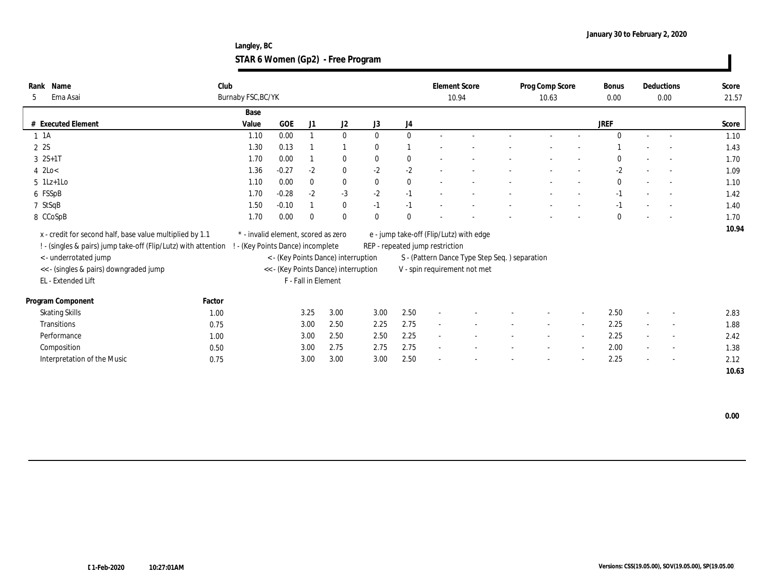Langley, BC

January 30 to February 2, 2020

## STAR 6 Women (Gp2) - Free Program

| Rank | Name | Club | Element Score | Prog Comp Score | Bonus | Deductions | Score |
|---|---|---|---|---|---|---|---|
| 5 | Ema Asai | Burnaby FSC,BC/YK | 10.94 | 10.63 | 0.00 | 0.00 | 21.57 |

| # | Executed Element | Base Value | GOE | J1 | J2 | J3 | J4 | | | | | | | JREF | | | Score |
|---|---|---|---|---|---|---|---|---|---|---|---|---|---|---|---|---|---|
| 1 | 1A | 1.10 | 0.00 | 1 | 0 | 0 | 0 | - | - | - | - | - | - | 0 | - | - | 1.10 |
| 2 | 2S | 1.30 | 0.13 | 1 | 1 | 0 | 1 | - | - | - | - | - | - | 1 | - | - | 1.43 |
| 3 | 2S+1T | 1.70 | 0.00 | 1 | 0 | 0 | 0 | - | - | - | - | - | - | 0 | - | - | 1.70 |
| 4 | 2Lo< | 1.36 | -0.27 | -2 | 0 | -2 | -2 | - | - | - | - | - | - | -2 | - | - | 1.09 |
| 5 | 1Lz+1Lo | 1.10 | 0.00 | 0 | 0 | 0 | 0 | - | - | - | - | - | - | 0 | - | - | 1.10 |
| 6 | FSSpB | 1.70 | -0.28 | -2 | -3 | -2 | -1 | - | - | - | - | - | - | -1 | - | - | 1.42 |
| 7 | StSqB | 1.50 | -0.10 | 1 | 0 | -1 | -1 | - | - | - | - | - | - | -1 | - | - | 1.40 |
| 8 | CCoSpB | 1.70 | 0.00 | 0 | 0 | 0 | 0 | - | - | - | - | - | - | 0 | - | - | 1.70 |
| | | | | | | | | | | | | | | | | | 10.94 |

x - credit for second half, base value multiplied by 1.1
! - (singles & pairs) jump take-off (Flip/Lutz) with attention
< - underrotated jump
<< - (singles & pairs) downgraded jump
EL - Extended Lift
* - invalid element, scored as zero
! - (Key Points Dance) incomplete
< - (Key Points Dance) interruption
<< - (Key Points Dance) interruption
F - Fall in Element
e - jump take-off (Flip/Lutz) with edge
REP - repeated jump restriction
S - (Pattern Dance Type Step Seq. ) separation
V - spin requirement not met

| Program Component | Factor | J1 | J2 | J3 | J4 | | | | | | | JREF | | | Score |
|---|---|---|---|---|---|---|---|---|---|---|---|---|---|---|---|
| Skating Skills | 1.00 | 3.25 | 3.00 | 3.00 | 2.50 | - | - | - | - | - | - | 2.50 | - | - | 2.83 |
| Transitions | 0.75 | 3.00 | 2.50 | 2.25 | 2.75 | - | - | - | - | - | - | 2.25 | - | - | 1.88 |
| Performance | 1.00 | 3.00 | 2.50 | 2.50 | 2.25 | - | - | - | - | - | - | 2.25 | - | - | 2.42 |
| Composition | 0.50 | 3.00 | 2.75 | 2.75 | 2.75 | - | - | - | - | - | - | 2.00 | - | - | 1.38 |
| Interpretation of the Music | 0.75 | 3.00 | 3.00 | 3.00 | 2.50 | - | - | - | - | - | - | 2.25 | - | - | 2.12 |
| | | | | | | | | | | | | | | | 10.63 |

0.00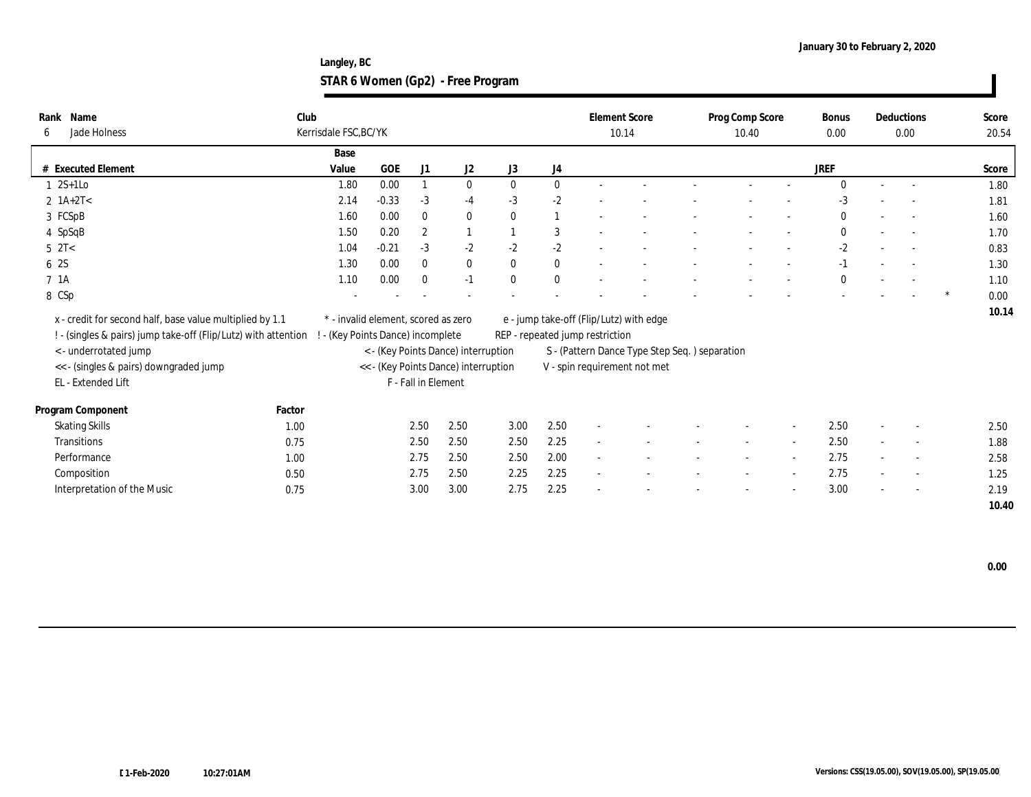January 30 to February 2, 2020

**Langley, BC**

# STAR 6 Women (Gp2) - Free Program

| Rank | Name | Club | Element Score | Prog Comp Score | Bonus | Deductions | Score |
|---|---|---|---|---|---|---|---|
| 6 | Jade Holness | Kerrisdale FSC,BC/YK | 10.14 | 10.40 | 0.00 | 0.00 | 20.54 |

| # | Executed Element | Base Value | GOE | J1 | J2 | J3 | J4 | | | | | | JREF | | | | Score |
|---|---|---|---|---|---|---|---|---|---|---|---|---|---|---|---|---|---|
| 1 | 2S+1Lo | 1.80 | 0.00 | 1 | 0 | 0 | 0 | - | - | - | - | - | 0 | - | - | | 1.80 |
| 2 | 1A+2T< | 2.14 | -0.33 | -3 | -4 | -3 | -2 | - | - | - | - | - | -3 | - | - | | 1.81 |
| 3 | FCSpB | 1.60 | 0.00 | 0 | 0 | 0 | 1 | - | - | - | - | - | 0 | - | - | | 1.60 |
| 4 | SpSqB | 1.50 | 0.20 | 2 | 1 | 1 | 3 | - | - | - | - | - | 0 | - | - | | 1.70 |
| 5 | 2T< | 1.04 | -0.21 | -3 | -2 | -2 | -2 | - | - | - | - | - | -2 | - | - | | 0.83 |
| 6 | 2S | 1.30 | 0.00 | 0 | 0 | 0 | 0 | - | - | - | - | - | -1 | - | - | | 1.30 |
| 7 | 1A | 1.10 | 0.00 | 0 | -1 | 0 | 0 | - | - | - | - | - | 0 | - | - | | 1.10 |
| 8 | CSp | - | - | - | - | - | - | - | - | - | - | - | - | - | - | * | 0.00 |
| | | | | | | | | | | | | | | | | | 10.14 |

x - credit for second half, base value multiplied by 1.1
! - (singles & pairs) jump take-off (Flip/Lutz) with attention
< - underrotated jump
<< - (singles & pairs) downgraded jump
EL - Extended Lift
* - invalid element, scored as zero
! - (Key Points Dance) incomplete
< - (Key Points Dance) interruption
<< - (Key Points Dance) interruption
F - Fall in Element
e - jump take-off (Flip/Lutz) with edge
REP - repeated jump restriction
S - (Pattern Dance Type Step Seq. ) separation
V - spin requirement not met

| Program Component | Factor | J1 | J2 | J3 | J4 | | | | | | JREF | | | Score |
|---|---|---|---|---|---|---|---|---|---|---|---|---|---|---|
| Skating Skills | 1.00 | 2.50 | 2.50 | 3.00 | 2.50 | - | - | - | - | - | 2.50 | - | - | 2.50 |
| Transitions | 0.75 | 2.50 | 2.50 | 2.50 | 2.25 | - | - | - | - | - | 2.50 | - | - | 1.88 |
| Performance | 1.00 | 2.75 | 2.50 | 2.50 | 2.00 | - | - | - | - | - | 2.75 | - | - | 2.58 |
| Composition | 0.50 | 2.75 | 2.50 | 2.25 | 2.25 | - | - | - | - | - | 2.75 | - | - | 1.25 |
| Interpretation of the Music | 0.75 | 3.00 | 3.00 | 2.75 | 2.25 | - | - | - | - | - | 3.00 | - | - | 2.19 |
| | | | | | | | | | | | | | | 10.40 |

0.00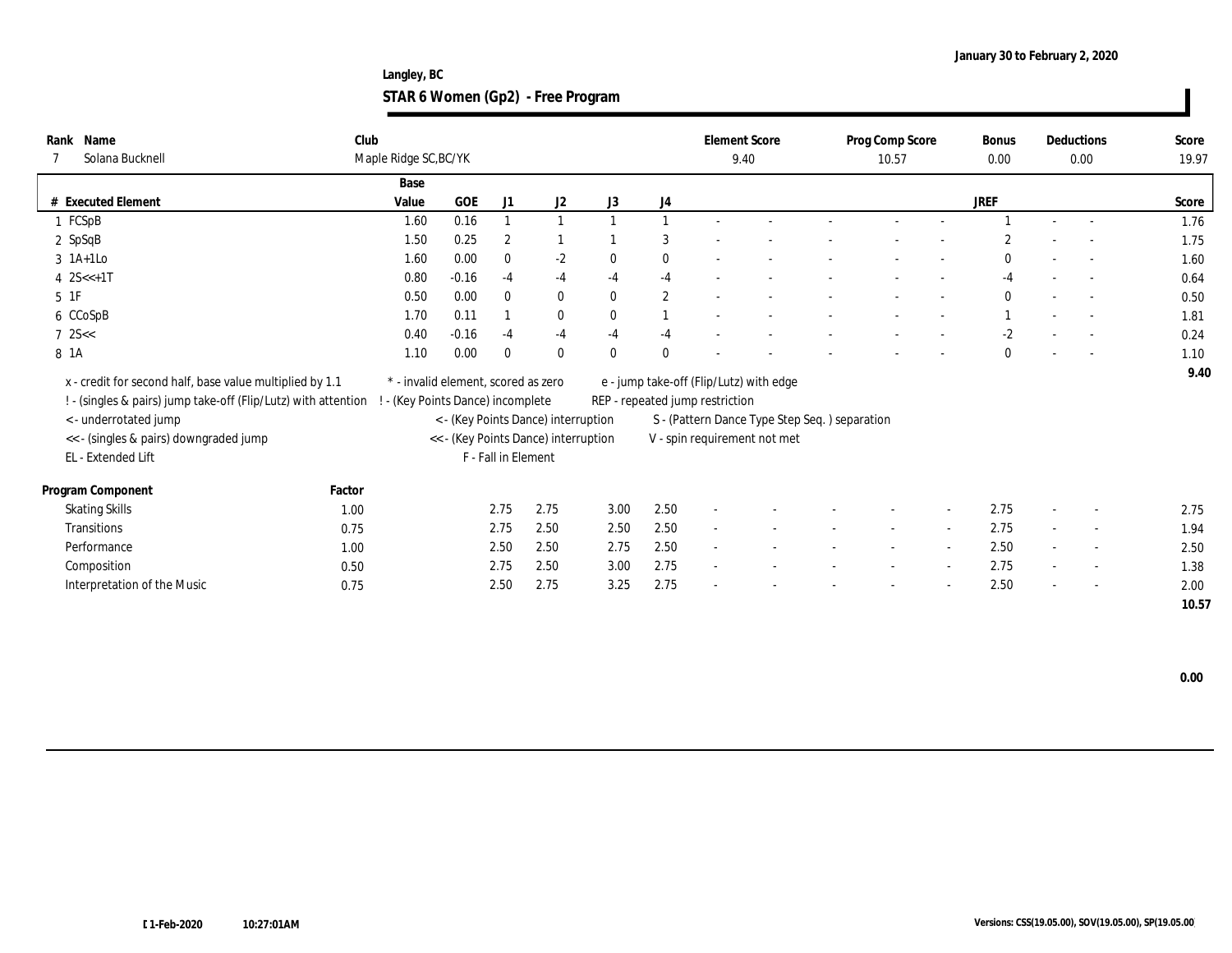January 30 to February 2, 2020

**Langley, BC**

## STAR 6 Women (Gp2) - Free Program

| Rank | Name | Club | Element Score | Prog Comp Score | Bonus | Deductions | Score |
|---|---|---|---|---|---|---|---|
| 7 | Solana Bucknell | Maple Ridge SC,BC/YK | 9.40 | 10.57 | 0.00 | 0.00 | 19.97 |

| # | Executed Element | Base Value | GOE | J1 | J2 | J3 | J4 | | | | | | | JREF | | | Score |
|---|---|---|---|---|---|---|---|---|---|---|---|---|---|---|---|---|---|
| 1 | FCSpB | 1.60 | 0.16 | 1 | 1 | 1 | 1 | - | - | - | - | - | - | 1 | - | - | 1.76 |
| 2 | SpSqB | 1.50 | 0.25 | 2 | 1 | 1 | 3 | - | - | - | - | - | - | 2 | - | - | 1.75 |
| 3 | 1A+1Lo | 1.60 | 0.00 | 0 | -2 | 0 | 0 | - | - | - | - | - | - | 0 | - | - | 1.60 |
| 4 | 2S<<+1T | 0.80 | -0.16 | -4 | -4 | -4 | -4 | - | - | - | - | - | - | -4 | - | - | 0.64 |
| 5 | 1F | 0.50 | 0.00 | 0 | 0 | 0 | 2 | - | - | - | - | - | - | 0 | - | - | 0.50 |
| 6 | CCoSpB | 1.70 | 0.11 | 1 | 0 | 0 | 1 | - | - | - | - | - | - | 1 | - | - | 1.81 |
| 7 | 2S<< | 0.40 | -0.16 | -4 | -4 | -4 | -4 | - | - | - | - | - | - | -2 | - | - | 0.24 |
| 8 | 1A | 1.10 | 0.00 | 0 | 0 | 0 | 0 | - | - | - | - | - | - | 0 | - | - | 1.10 |
| | | | | | | | | | | | | | | | | | 9.40 |

x - credit for second half, base value multiplied by 1.1
! - (singles & pairs) jump take-off (Flip/Lutz) with attention
< - underrotated jump
<< - (singles & pairs) downgraded jump
EL - Extended Lift
* - invalid element, scored as zero
! - (Key Points Dance) incomplete
< - (Key Points Dance) interruption
<< - (Key Points Dance) interruption
F - Fall in Element
e - jump take-off (Flip/Lutz) with edge
REP - repeated jump restriction
S - (Pattern Dance Type Step Seq. ) separation
V - spin requirement not met

| Program Component | Factor | J1 | J2 | J3 | J4 | | | | | | | JREF | | | Score |
|---|---|---|---|---|---|---|---|---|---|---|---|---|---|---|---|
| Skating Skills | 1.00 | 2.75 | 2.75 | 3.00 | 2.50 | - | - | - | - | - | - | 2.75 | - | - | 2.75 |
| Transitions | 0.75 | 2.75 | 2.50 | 2.50 | 2.50 | - | - | - | - | - | - | 2.75 | - | - | 1.94 |
| Performance | 1.00 | 2.50 | 2.50 | 2.75 | 2.50 | - | - | - | - | - | - | 2.50 | - | - | 2.50 |
| Composition | 0.50 | 2.75 | 2.50 | 3.00 | 2.75 | - | - | - | - | - | - | 2.75 | - | - | 1.38 |
| Interpretation of the Music | 0.75 | 2.50 | 2.75 | 3.25 | 2.75 | - | - | - | - | - | - | 2.50 | - | - | 2.00 |
| | | | | | | | | | | | | | | | 10.57 |

0.00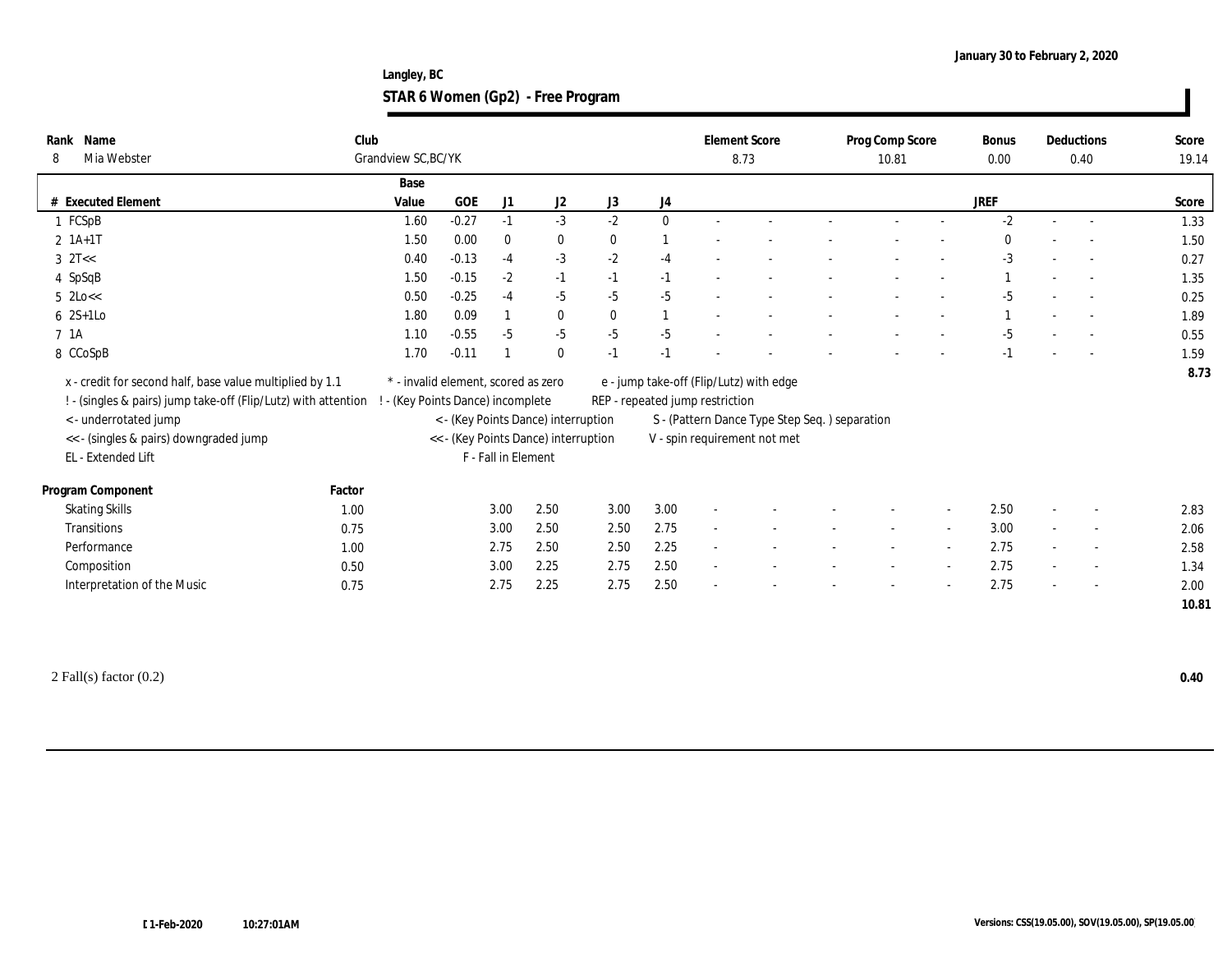January 30 to February 2, 2020

**Langley, BC**

## STAR 6 Women (Gp2) - Free Program

| Rank | Name | Club | Element Score | Prog Comp Score | Bonus | Deductions | Score |
|---|---|---|---|---|---|---|---|
| 8 | Mia Webster | Grandview SC,BC/YK | 8.73 | 10.81 | 0.00 | 0.40 | 19.14 |

| # | Executed Element | Base Value | GOE | J1 | J2 | J3 | J4 | | | | | | | JREF | | | Score |
|---|---|---|---|---|---|---|---|---|---|---|---|---|---|---|---|---|---|
| 1 | FCSpB | 1.60 | -0.27 | -1 | -3 | -2 | 0 | - | - | - | - | - | - | -2 | - | - | 1.33 |
| 2 | 1A+1T | 1.50 | 0.00 | 0 | 0 | 0 | 1 | - | - | - | - | - | - | 0 | - | - | 1.50 |
| 3 | 2T<< | 0.40 | -0.13 | -4 | -3 | -2 | -4 | - | - | - | - | - | - | -3 | - | - | 0.27 |
| 4 | SpSqB | 1.50 | -0.15 | -2 | -1 | -1 | -1 | - | - | - | - | - | - | 1 | - | - | 1.35 |
| 5 | 2Lo<< | 0.50 | -0.25 | -4 | -5 | -5 | -5 | - | - | - | - | - | - | -5 | - | - | 0.25 |
| 6 | 2S+1Lo | 1.80 | 0.09 | 1 | 0 | 0 | 1 | - | - | - | - | - | - | 1 | - | - | 1.89 |
| 7 | 1A | 1.10 | -0.55 | -5 | -5 | -5 | -5 | - | - | - | - | - | - | -5 | - | - | 0.55 |
| 8 | CCoSpB | 1.70 | -0.11 | 1 | 0 | -1 | -1 | - | - | - | - | - | - | -1 | - | - | 1.59 |
| | | | | | | | | | | | | | | | | | 8.73 |

x - credit for second half, base value multiplied by 1.1
! - (singles & pairs) jump take-off (Flip/Lutz) with attention
< - underrotated jump
<< - (singles & pairs) downgraded jump
EL - Extended Lift
\* - invalid element, scored as zero
! - (Key Points Dance) incomplete
< - (Key Points Dance) interruption
<< - (Key Points Dance) interruption
F - Fall in Element
e - jump take-off (Flip/Lutz) with edge
REP - repeated jump restriction
S - (Pattern Dance Type Step Seq. ) separation
V - spin requirement not met

| Program Component | Factor | J1 | J2 | J3 | J4 | | | | | | | JREF | | | Score |
|---|---|---|---|---|---|---|---|---|---|---|---|---|---|---|---|
| Skating Skills | 1.00 | 3.00 | 2.50 | 3.00 | 3.00 | - | - | - | - | - | - | 2.50 | - | - | 2.83 |
| Transitions | 0.75 | 3.00 | 2.50 | 2.50 | 2.75 | - | - | - | - | - | - | 3.00 | - | - | 2.06 |
| Performance | 1.00 | 2.75 | 2.50 | 2.50 | 2.25 | - | - | - | - | - | - | 2.75 | - | - | 2.58 |
| Composition | 0.50 | 3.00 | 2.25 | 2.75 | 2.50 | - | - | - | - | - | - | 2.75 | - | - | 1.34 |
| Interpretation of the Music | 0.75 | 2.75 | 2.25 | 2.75 | 2.50 | - | - | - | - | - | - | 2.75 | - | - | 2.00 |
| | | | | | | | | | | | | | | | 10.81 |

2 Fall(s) factor (0.2) **0.40**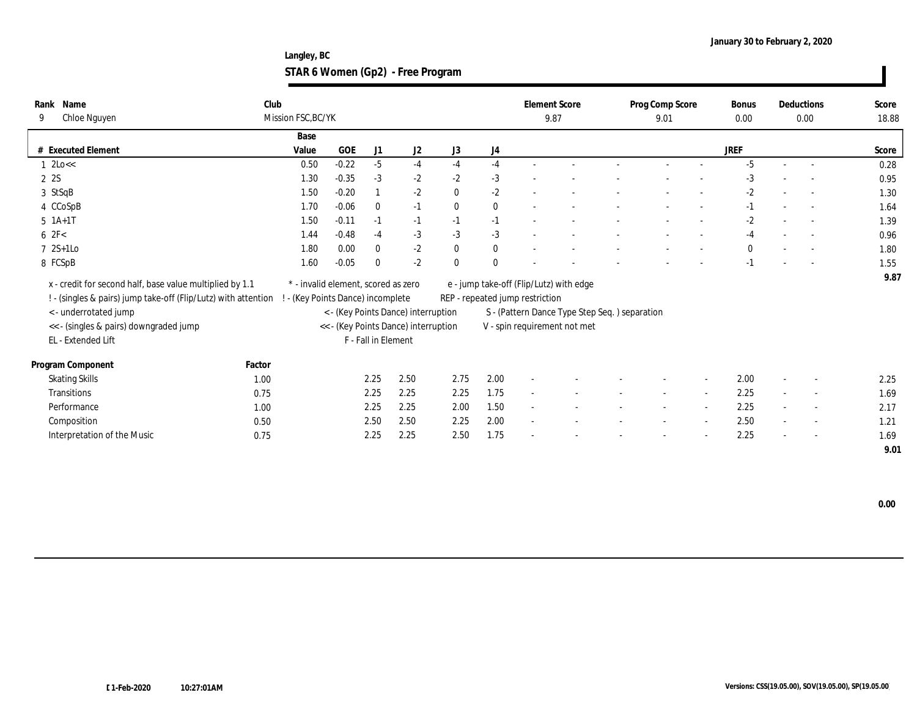January 30 to February 2, 2020

**Langley, BC**

# STAR 6 Women (Gp2) - Free Program

| Rank | Name | Club | Element Score | Prog Comp Score | Bonus | Deductions | Score |
|---|---|---|---|---|---|---|---|
| 9 | Chloe Nguyen | Mission FSC,BC/YK | 9.87 | 9.01 | 0.00 | 0.00 | 18.88 |

| # | Executed Element | Base Value | GOE | J1 | J2 | J3 | J4 | | | | | | JREF | | | Score |
|---|---|---|---|---|---|---|---|---|---|---|---|---|---|---|---|---|
| 1 | 2Lo<< | 0.50 | -0.22 | -5 | -4 | -4 | -4 | - | - | - | - | - | -5 | - | - | 0.28 |
| 2 | 2S | 1.30 | -0.35 | -3 | -2 | -2 | -3 | - | - | - | - | - | -3 | - | - | 0.95 |
| 3 | StSqB | 1.50 | -0.20 | 1 | -2 | 0 | -2 | - | - | - | - | - | -2 | - | - | 1.30 |
| 4 | CCoSpB | 1.70 | -0.06 | 0 | -1 | 0 | 0 | - | - | - | - | - | -1 | - | - | 1.64 |
| 5 | 1A+1T | 1.50 | -0.11 | -1 | -1 | -1 | -1 | - | - | - | - | - | -2 | - | - | 1.39 |
| 6 | 2F< | 1.44 | -0.48 | -4 | -3 | -3 | -3 | - | - | - | - | - | -4 | - | - | 0.96 |
| 7 | 2S+1Lo | 1.80 | 0.00 | 0 | -2 | 0 | 0 | - | - | - | - | - | 0 | - | - | 1.80 |
| 8 | FCSpB | 1.60 | -0.05 | 0 | -2 | 0 | 0 | - | - | - | - | - | -1 | - | - | 1.55 |
| | | | | | | | | | | | | | | | | 9.87 |

x - credit for second half, base value multiplied by 1.1
! - (singles & pairs) jump take-off (Flip/Lutz) with attention
< - underrotated jump
<< - (singles & pairs) downgraded jump
EL - Extended Lift
\* - invalid element, scored as zero
! - (Key Points Dance) incomplete
< - (Key Points Dance) interruption
<< - (Key Points Dance) interruption
F - Fall in Element
e - jump take-off (Flip/Lutz) with edge
REP - repeated jump restriction
S - (Pattern Dance Type Step Seq. ) separation
V - spin requirement not met

| Program Component | Factor | J1 | J2 | J3 | J4 | | | | | | JREF | | | Score |
|---|---|---|---|---|---|---|---|---|---|---|---|---|---|---|
| Skating Skills | 1.00 | 2.25 | 2.50 | 2.75 | 2.00 | - | - | - | - | - | 2.00 | - | - | 2.25 |
| Transitions | 0.75 | 2.25 | 2.25 | 2.25 | 1.75 | - | - | - | - | - | 2.25 | - | - | 1.69 |
| Performance | 1.00 | 2.25 | 2.25 | 2.00 | 1.50 | - | - | - | - | - | 2.25 | - | - | 2.17 |
| Composition | 0.50 | 2.50 | 2.50 | 2.25 | 2.00 | - | - | - | - | - | 2.50 | - | - | 1.21 |
| Interpretation of the Music | 0.75 | 2.25 | 2.25 | 2.50 | 1.75 | - | - | - | - | - | 2.25 | - | - | 1.69 |
| | | | | | | | | | | | | | | 9.01 |

0.00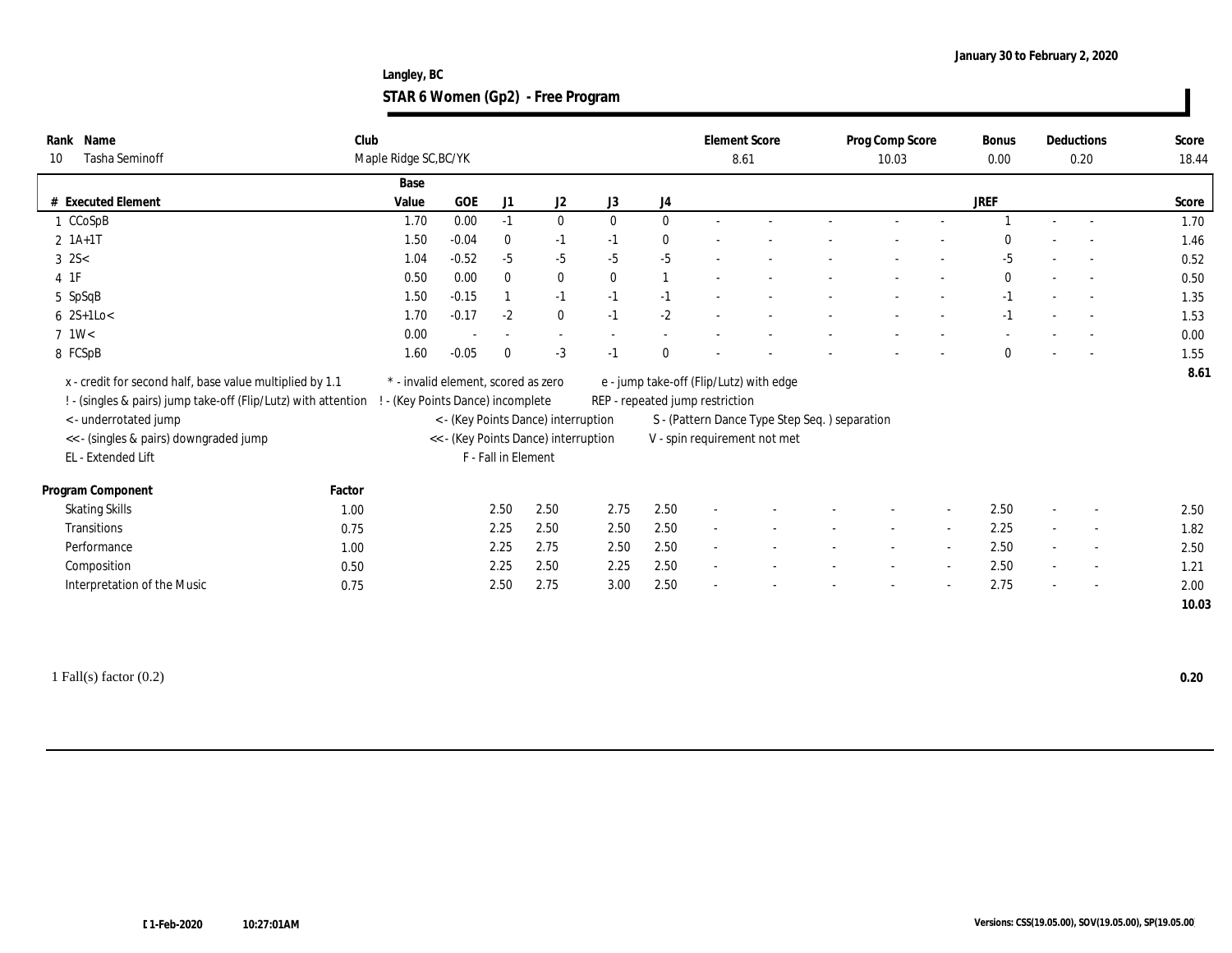January 30 to February 2, 2020

Langley, BC

## STAR 6 Women (Gp2) - Free Program

| Rank | Name | Club | Element Score | Prog Comp Score | Bonus | Deductions | Score |
|---|---|---|---|---|---|---|---|
| 10 | Tasha Seminoff | Maple Ridge SC,BC/YK | 8.61 | 10.03 | 0.00 | 0.20 | 18.44 |

| # | Executed Element | Base Value | GOE | J1 | J2 | J3 | J4 | | | | | | JREF | | | Score |
|---|---|---|---|---|---|---|---|---|---|---|---|---|---|---|---|---|
| 1 | CCoSpB | 1.70 | 0.00 | -1 | 0 | 0 | 0 | - | - | - | - | - | 1 | - | - | 1.70 |
| 2 | 1A+1T | 1.50 | -0.04 | 0 | -1 | -1 | 0 | - | - | - | - | - | 0 | - | - | 1.46 |
| 3 | 2S< | 1.04 | -0.52 | -5 | -5 | -5 | -5 | - | - | - | - | - | -5 | - | - | 0.52 |
| 4 | 1F | 0.50 | 0.00 | 0 | 0 | 0 | 1 | - | - | - | - | - | 0 | - | - | 0.50 |
| 5 | SpSqB | 1.50 | -0.15 | 1 | -1 | -1 | -1 | - | - | - | - | - | -1 | - | - | 1.35 |
| 6 | 2S+1Lo< | 1.70 | -0.17 | -2 | 0 | -1 | -2 | - | - | - | - | - | -1 | - | - | 1.53 |
| 7 | 1W< | 0.00 | - | - | - | - | - | - | - | - | - | - | - | - | - | 0.00 |
| 8 | FCSpB | 1.60 | -0.05 | 0 | -3 | -1 | 0 | - | - | - | - | - | 0 | - | - | 1.55 |
| | | | | | | | | | | | | | | | | 8.61 |

x - credit for second half, base value multiplied by 1.1
! - (singles & pairs) jump take-off (Flip/Lutz) with attention
< - underrotated jump
<< - (singles & pairs) downgraded jump
EL - Extended Lift
* - invalid element, scored as zero
! - (Key Points Dance) incomplete
< - (Key Points Dance) interruption
<< - (Key Points Dance) interruption
F - Fall in Element
e - jump take-off (Flip/Lutz) with edge
REP - repeated jump restriction
S - (Pattern Dance Type Step Seq. ) separation
V - spin requirement not met

| Program Component | Factor | J1 | J2 | J3 | J4 | | | | | | JREF | | | Score |
|---|---|---|---|---|---|---|---|---|---|---|---|---|---|---|
| Skating Skills | 1.00 | 2.50 | 2.50 | 2.75 | 2.50 | - | - | - | - | - | 2.50 | - | - | 2.50 |
| Transitions | 0.75 | 2.25 | 2.50 | 2.50 | 2.50 | - | - | - | - | - | 2.25 | - | - | 1.82 |
| Performance | 1.00 | 2.25 | 2.75 | 2.50 | 2.50 | - | - | - | - | - | 2.50 | - | - | 2.50 |
| Composition | 0.50 | 2.25 | 2.50 | 2.25 | 2.50 | - | - | - | - | - | 2.50 | - | - | 1.21 |
| Interpretation of the Music | 0.75 | 2.50 | 2.75 | 3.00 | 2.50 | - | - | - | - | - | 2.75 | - | - | 2.00 |
| | | | | | | | | | | | | | | 10.03 |

1 Fall(s) factor (0.2) **0.20**

01-Feb-2020 10:27:01AM

Versions: CSS(19.05.00), SOV(19.05.00), SP(19.05.00)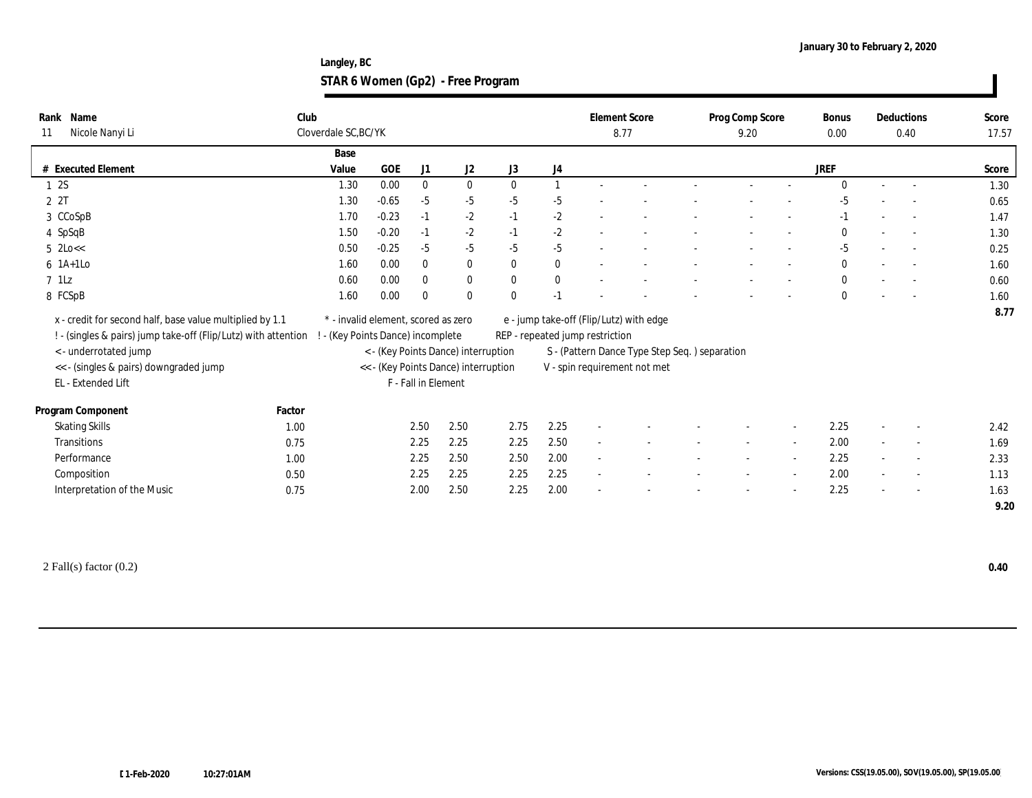Langley, BC

**STAR 6 Women (Gp2) - Free Program**

January 30 to February 2, 2020

| Rank | Name | Club | Element Score | Prog Comp Score | Bonus | Deductions | Score |
|---|---|---|---|---|---|---|---|
| 11 | Nicole Nanyi Li | Cloverdale SC,BC/YK | 8.77 | 9.20 | 0.00 | 0.40 | 17.57 |

| # | Executed Element | Base Value | GOE | J1 | J2 | J3 | J4 | | | | | | JREF | | | Score |
|---|---|---|---|---|---|---|---|---|---|---|---|---|---|---|---|---|
| 1 | 2S | 1.30 | 0.00 | 0 | 0 | 0 | 1 | - | - | - | - | - | 0 | - | - | 1.30 |
| 2 | 2T | 1.30 | -0.65 | -5 | -5 | -5 | -5 | - | - | - | - | - | -5 | - | - | 0.65 |
| 3 | CCoSpB | 1.70 | -0.23 | -1 | -2 | -1 | -2 | - | - | - | - | - | -1 | - | - | 1.47 |
| 4 | SpSqB | 1.50 | -0.20 | -1 | -2 | -1 | -2 | - | - | - | - | - | 0 | - | - | 1.30 |
| 5 | 2Lo<< | 0.50 | -0.25 | -5 | -5 | -5 | -5 | - | - | - | - | - | -5 | - | - | 0.25 |
| 6 | 1A+1Lo | 1.60 | 0.00 | 0 | 0 | 0 | 0 | - | - | - | - | - | 0 | - | - | 1.60 |
| 7 | 1Lz | 0.60 | 0.00 | 0 | 0 | 0 | 0 | - | - | - | - | - | 0 | - | - | 0.60 |
| 8 | FCSpB | 1.60 | 0.00 | 0 | 0 | 0 | -1 | - | - | - | - | - | 0 | - | - | 1.60 |
| | | | | | | | | | | | | | | | | 8.77 |

x - credit for second half, base value multiplied by 1.1
! - (singles & pairs) jump take-off (Flip/Lutz) with attention
< - underrotated jump
<< - (singles & pairs) downgraded jump
EL - Extended Lift
* - invalid element, scored as zero
! - (Key Points Dance) incomplete
< - (Key Points Dance) interruption
<< - (Key Points Dance) interruption
F - Fall in Element
e - jump take-off (Flip/Lutz) with edge
REP - repeated jump restriction
S - (Pattern Dance Type Step Seq. ) separation
V - spin requirement not met

| Program Component | Factor | J1 | J2 | J3 | J4 | | | | | | JREF | | | Score |
|---|---|---|---|---|---|---|---|---|---|---|---|---|---|---|
| Skating Skills | 1.00 | 2.50 | 2.50 | 2.75 | 2.25 | - | - | - | - | - | 2.25 | - | - | 2.42 |
| Transitions | 0.75 | 2.25 | 2.25 | 2.25 | 2.50 | - | - | - | - | - | 2.00 | - | - | 1.69 |
| Performance | 1.00 | 2.25 | 2.50 | 2.50 | 2.00 | - | - | - | - | - | 2.25 | - | - | 2.33 |
| Composition | 0.50 | 2.25 | 2.25 | 2.25 | 2.25 | - | - | - | - | - | 2.00 | - | - | 1.13 |
| Interpretation of the Music | 0.75 | 2.00 | 2.50 | 2.25 | 2.00 | - | - | - | - | - | 2.25 | - | - | 1.63 |
| | | | | | | | | | | | | | | 9.20 |

2 Fall(s) factor (0.2) **0.40**

01-Feb-2020 10:27:01AM

Versions: CSS(19.05.00), SOV(19.05.00), SP(19.05.00)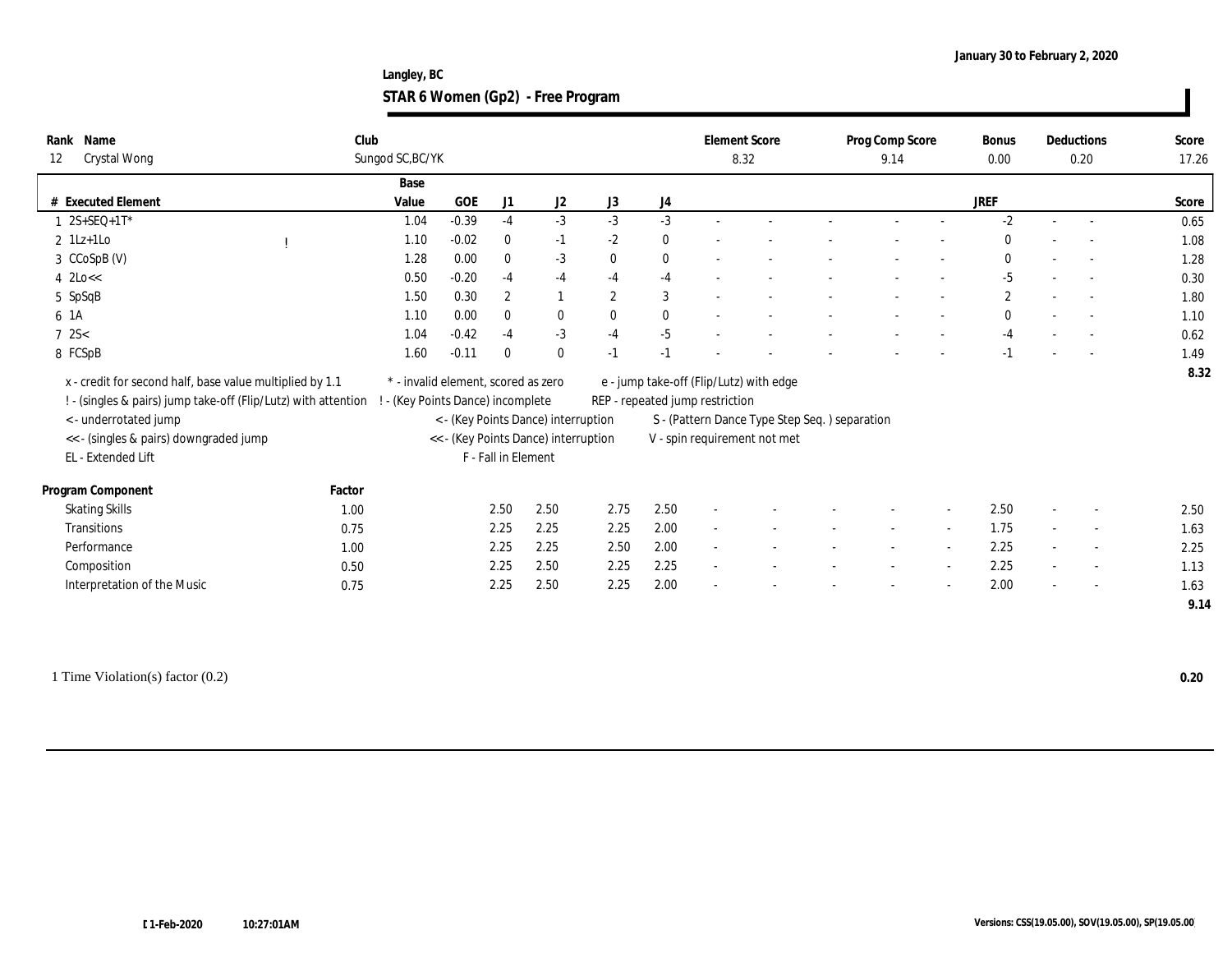Langley, BC

January 30 to February 2, 2020

# STAR 6 Women (Gp2) - Free Program

| Rank | Name | Club | Element Score | Prog Comp Score | Bonus | Deductions | Score |
|---|---|---|---|---|---|---|---|
| 12 | Crystal Wong | Sungod SC,BC/YK | 8.32 | 9.14 | 0.00 | 0.20 | 17.26 |

| # | Executed Element | | Base Value | GOE | J1 | J2 | J3 | J4 | | | | | | JREF | | | Score |
|---|---|---|---|---|---|---|---|---|---|---|---|---|---|---|---|---|---|
| 1 | 2S+SEQ+1T* | | 1.04 | -0.39 | -4 | -3 | -3 | -3 | - | - | - | - | - | -2 | - | - | 0.65 |
| 2 | 1Lz+1Lo | ! | 1.10 | -0.02 | 0 | -1 | -2 | 0 | - | - | - | - | - | 0 | - | - | 1.08 |
| 3 | CCoSpB (V) | | 1.28 | 0.00 | 0 | -3 | 0 | 0 | - | - | - | - | - | 0 | - | - | 1.28 |
| 4 | 2Lo<< | | 0.50 | -0.20 | -4 | -4 | -4 | -4 | - | - | - | - | - | -5 | - | - | 0.30 |
| 5 | SpSqB | | 1.50 | 0.30 | 2 | 1 | 2 | 3 | - | - | - | - | - | 2 | - | - | 1.80 |
| 6 | 1A | | 1.10 | 0.00 | 0 | 0 | 0 | 0 | - | - | - | - | - | 0 | - | - | 1.10 |
| 7 | 2S< | | 1.04 | -0.42 | -4 | -3 | -4 | -5 | - | - | - | - | - | -4 | - | - | 0.62 |
| 8 | FCSpB | | 1.60 | -0.11 | 0 | 0 | -1 | -1 | - | - | - | - | - | -1 | - | - | 1.49 |
| | | | | | | | | | | | | | | | | | 8.32 |

x - credit for second half, base value multiplied by 1.1
! - (singles & pairs) jump take-off (Flip/Lutz) with attention
< - underrotated jump
<< - (singles & pairs) downgraded jump
EL - Extended Lift
\* - invalid element, scored as zero
! - (Key Points Dance) incomplete
< - (Key Points Dance) interruption
<< - (Key Points Dance) interruption
F - Fall in Element
e - jump take-off (Flip/Lutz) with edge
REP - repeated jump restriction
S - (Pattern Dance Type Step Seq. ) separation
V - spin requirement not met

| Program Component | Factor | J1 | J2 | J3 | J4 | | | | | | JREF | | | Score |
|---|---|---|---|---|---|---|---|---|---|---|---|---|---|---|
| Skating Skills | 1.00 | 2.50 | 2.50 | 2.75 | 2.50 | - | - | - | - | - | 2.50 | - | - | 2.50 |
| Transitions | 0.75 | 2.25 | 2.25 | 2.25 | 2.00 | - | - | - | - | - | 1.75 | - | - | 1.63 |
| Performance | 1.00 | 2.25 | 2.25 | 2.50 | 2.00 | - | - | - | - | - | 2.25 | - | - | 2.25 |
| Composition | 0.50 | 2.25 | 2.50 | 2.25 | 2.25 | - | - | - | - | - | 2.25 | - | - | 1.13 |
| Interpretation of the Music | 0.75 | 2.25 | 2.50 | 2.25 | 2.00 | - | - | - | - | - | 2.00 | - | - | 1.63 |
| | | | | | | | | | | | | | | 9.14 |

1 Time Violation(s) factor (0.2) **0.20**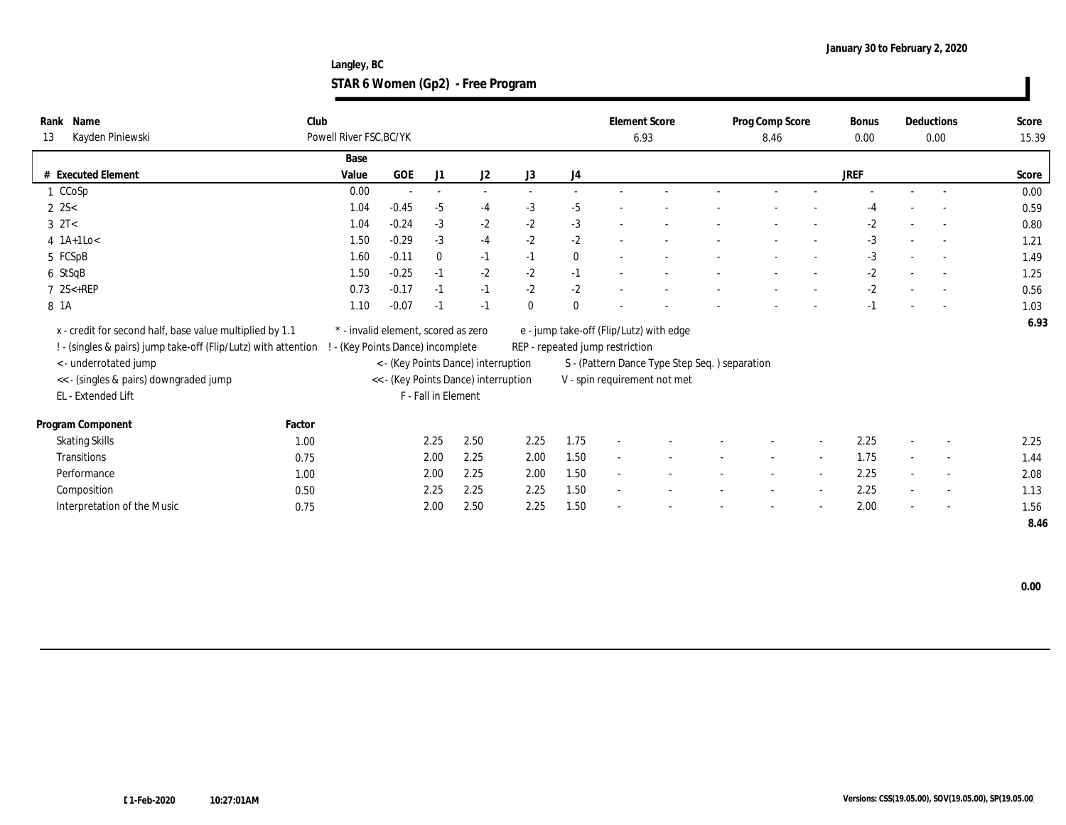Langley, BC

**STAR 6 Women (Gp2) - Free Program**

January 30 to February 2, 2020

| Rank | Name | Club | Element Score | Prog Comp Score | Bonus | Deductions | Score |
|---|---|---|---|---|---|---|---|
| 13 | Kayden Piniewski | Powell River FSC,BC/YK | 6.93 | 8.46 | 0.00 | 0.00 | 15.39 |

| # | Executed Element | Base Value | GOE | J1 | J2 | J3 | J4 | | | | | | JREF | | | Score |
|---|---|---|---|---|---|---|---|---|---|---|---|---|---|---|---|---|
| 1 | CCoSp | 0.00 | - | - | - | - | - | - | - | - | - | - | - | - | - | 0.00 |
| 2 | 2S< | 1.04 | -0.45 | -5 | -4 | -3 | -5 | - | - | - | - | - | -4 | - | - | 0.59 |
| 3 | 2T< | 1.04 | -0.24 | -3 | -2 | -2 | -3 | - | - | - | - | - | -2 | - | - | 0.80 |
| 4 | 1A+1Lo< | 1.50 | -0.29 | -3 | -4 | -2 | -2 | - | - | - | - | - | -3 | - | - | 1.21 |
| 5 | FCSpB | 1.60 | -0.11 | 0 | -1 | -1 | 0 | - | - | - | - | - | -3 | - | - | 1.49 |
| 6 | StSqB | 1.50 | -0.25 | -1 | -2 | -2 | -1 | - | - | - | - | - | -2 | - | - | 1.25 |
| 7 | 2S<+REP | 0.73 | -0.17 | -1 | -1 | -2 | -2 | - | - | - | - | - | -2 | - | - | 0.56 |
| 8 | 1A | 1.10 | -0.07 | -1 | -1 | 0 | 0 | - | - | - | - | - | -1 | - | - | 1.03 |
| | | | | | | | | | | | | | | | | 6.93 |

x - credit for second half, base value multiplied by 1.1
! - (singles & pairs) jump take-off (Flip/Lutz) with attention
< - underrotated jump
<< - (singles & pairs) downgraded jump
EL - Extended Lift
* - invalid element, scored as zero
! - (Key Points Dance) incomplete
< - (Key Points Dance) interruption
<< - (Key Points Dance) interruption
F - Fall in Element
e - jump take-off (Flip/Lutz) with edge
REP - repeated jump restriction
S - (Pattern Dance Type Step Seq. ) separation
V - spin requirement not met

| Program Component | Factor | J1 | J2 | J3 | J4 | | | | | | JREF | | | Score |
|---|---|---|---|---|---|---|---|---|---|---|---|---|---|---|
| Skating Skills | 1.00 | 2.25 | 2.50 | 2.25 | 1.75 | - | - | - | - | - | 2.25 | - | - | 2.25 |
| Transitions | 0.75 | 2.00 | 2.25 | 2.00 | 1.50 | - | - | - | - | - | 1.75 | - | - | 1.44 |
| Performance | 1.00 | 2.00 | 2.25 | 2.00 | 1.50 | - | - | - | - | - | 2.25 | - | - | 2.08 |
| Composition | 0.50 | 2.25 | 2.25 | 2.25 | 1.50 | - | - | - | - | - | 2.25 | - | - | 1.13 |
| Interpretation of the Music | 0.75 | 2.00 | 2.50 | 2.25 | 1.50 | - | - | - | - | - | 2.00 | - | - | 1.56 |
| | | | | | | | | | | | | | | 8.46 |

0.00